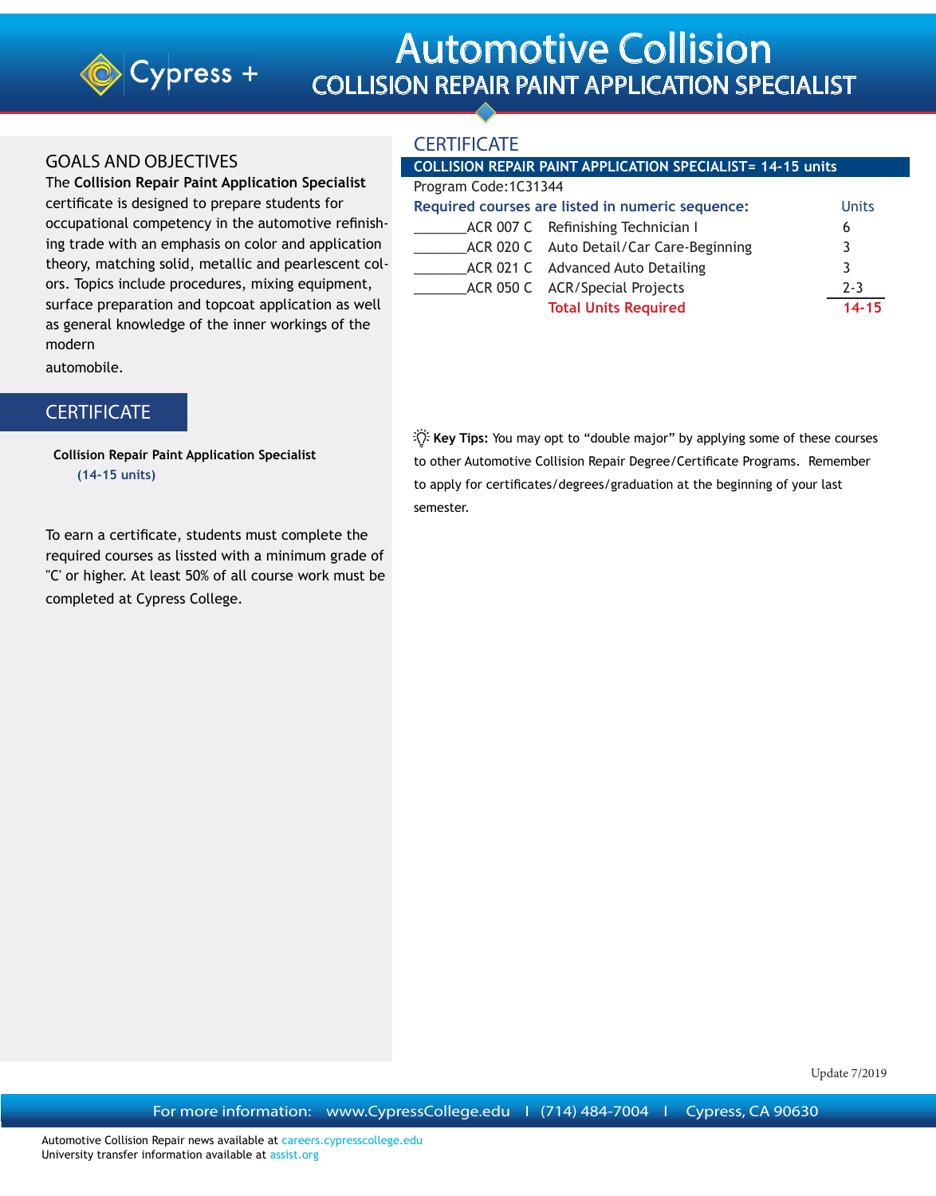# Automotive Collision

## COLLISION REPAIR PAINT APPLICATION SPECIALIST

## GOALS AND OBJECTIVES

The **Collision Repair Paint Application Specialist** certificate is designed to prepare students for occupational competency in the automotive refinishing trade with an emphasis on color and application theory, matching solid, metallic and pearlescent colors. Topics include procedures, mixing equipment, surface preparation and topcoat application as well as general knowledge of the inner workings of the modern automobile.

## CERTIFICATE

**Collision Repair Paint Application Specialist**
**(14-15 units)**

To earn a certificate, students must complete the required courses as lissted with a minimum grade of "C' or higher. At least 50% of all course work must be completed at Cypress College.

## CERTIFICATE

**COLLISION REPAIR PAINT APPLICATION SPECIALIST= 14-15 units**

Program Code:1C31344

| Required courses are listed in numeric sequence: | | Units |
|---|---|---|
| _______ACR 007 C | Refinishing Technician I | 6 |
| _______ACR 020 C | Auto Detail/Car Care-Beginning | 3 |
| _______ACR 021 C | Advanced Auto Detailing | 3 |
| _______ACR 050 C | ACR/Special Projects | 2-3 |
| | **Total Units Required** | **14-15** |

**Key Tips:** You may opt to "double major" by applying some of these courses to other Automotive Collision Repair Degree/Certificate Programs. Remember to apply for certificates/degrees/graduation at the beginning of your last semester.

Update 7/2019

For more information: www.CypressCollege.edu | (714) 484-7004 | Cypress, CA 90630

Automotive Collision Repair news available at careers.cypresscollege.edu
University transfer information available at assist.org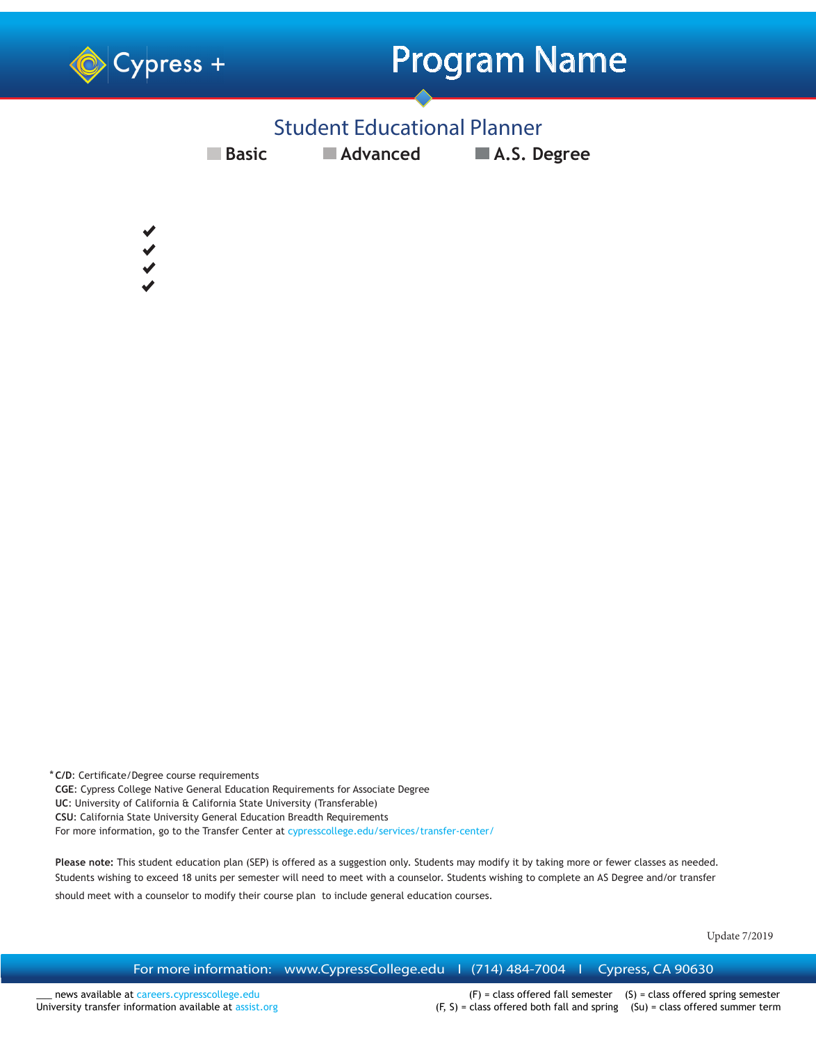Cypress +

# Program Name

## Student Educational Planner

Basic    Advanced    A.S. Degree

✔
✔
✔
✔

*C/D: Certificate/Degree course requirements
**CGE**: Cypress College Native General Education Requirements for Associate Degree
**UC**: University of California & California State University (Transferable)
**CSU**: California State University General Education Breadth Requirements
For more information, go to the Transfer Center at cypresscollege.edu/services/transfer-center/

**Please note:** This student education plan (SEP) is offered as a suggestion only. Students may modify it by taking more or fewer classes as needed. Students wishing to exceed 18 units per semester will need to meet with a counselor. Students wishing to complete an AS Degree and/or transfer should meet with a counselor to modify their course plan to include general education courses.

Update 7/2019

For more information: www.CypressCollege.edu | (714) 484-7004 | Cypress, CA 90630

___ news available at careers.cypresscollege.edu
University transfer information available at assist.org

(F) = class offered fall semester (S) = class offered spring semester
(F, S) = class offered both fall and spring (Su) = class offered summer term